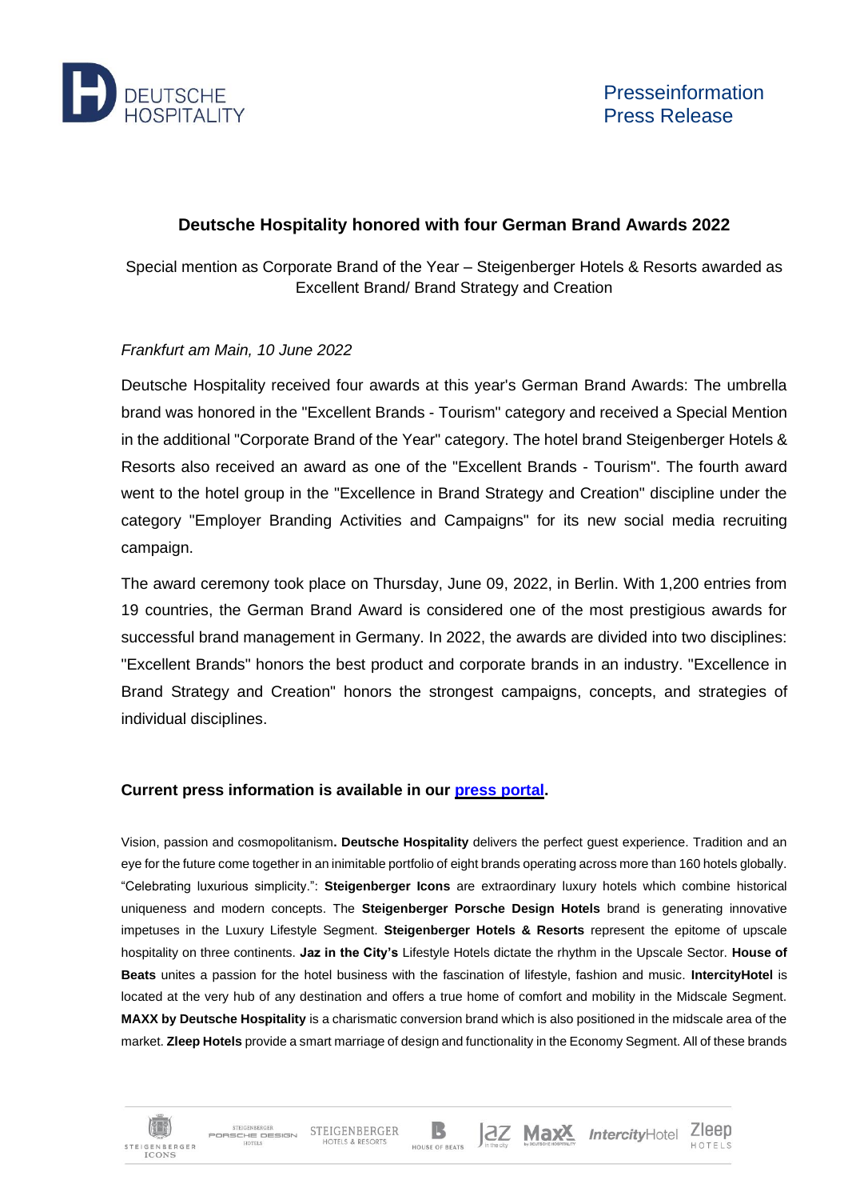Presseinformation
Press Release

## Deutsche Hospitality honored with four German Brand Awards 2022

Special mention as Corporate Brand of the Year – Steigenberger Hotels & Resorts awarded as Excellent Brand/ Brand Strategy and Creation

*Frankfurt am Main, 10 June 2022*

Deutsche Hospitality received four awards at this year's German Brand Awards: The umbrella brand was honored in the "Excellent Brands - Tourism" category and received a Special Mention in the additional "Corporate Brand of the Year" category. The hotel brand Steigenberger Hotels & Resorts also received an award as one of the "Excellent Brands - Tourism". The fourth award went to the hotel group in the "Excellence in Brand Strategy and Creation" discipline under the category "Employer Branding Activities and Campaigns" for its new social media recruiting campaign.

The award ceremony took place on Thursday, June 09, 2022, in Berlin. With 1,200 entries from 19 countries, the German Brand Award is considered one of the most prestigious awards for successful brand management in Germany. In 2022, the awards are divided into two disciplines: "Excellent Brands" honors the best product and corporate brands in an industry. "Excellence in Brand Strategy and Creation" honors the strongest campaigns, concepts, and strategies of individual disciplines.

**Current press information is available in our press portal.**

Vision, passion and cosmopolitanism**.** **Deutsche Hospitality** delivers the perfect guest experience. Tradition and an eye for the future come together in an inimitable portfolio of eight brands operating across more than 160 hotels globally. "Celebrating luxurious simplicity.": **Steigenberger Icons** are extraordinary luxury hotels which combine historical uniqueness and modern concepts. The **Steigenberger Porsche Design Hotels** brand is generating innovative impetuses in the Luxury Lifestyle Segment. **Steigenberger Hotels & Resorts** represent the epitome of upscale hospitality on three continents. **Jaz in the City's** Lifestyle Hotels dictate the rhythm in the Upscale Sector. **House of Beats** unites a passion for the hotel business with the fascination of lifestyle, fashion and music. **IntercityHotel** is located at the very hub of any destination and offers a true home of comfort and mobility in the Midscale Segment. **MAXX by Deutsche Hospitality** is a charismatic conversion brand which is also positioned in the midscale area of the market. **Zleep Hotels** provide a smart marriage of design and functionality in the Economy Segment. All of these brands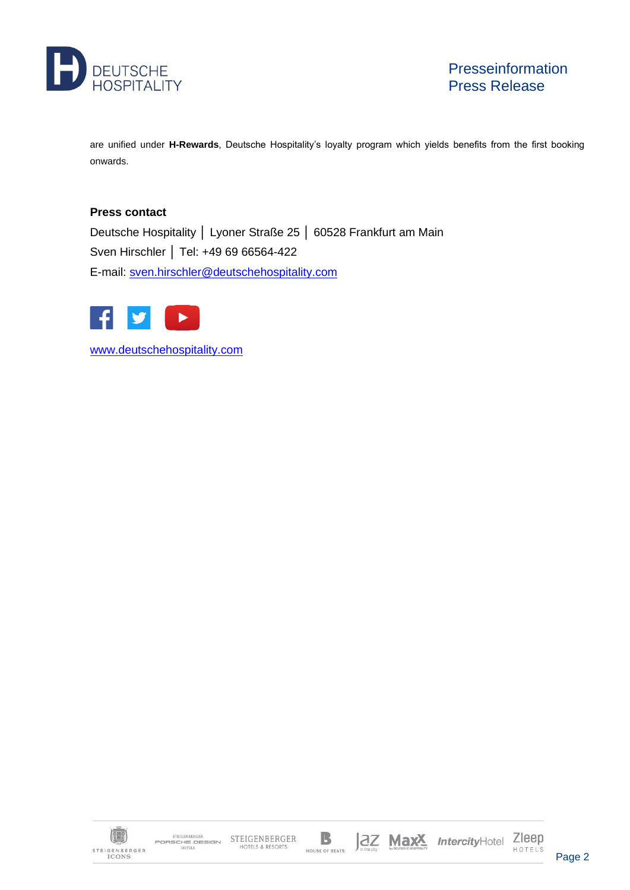are unified under **H-Rewards**, Deutsche Hospitality's loyalty program which yields benefits from the first booking onwards.

**Press contact**

Deutsche Hospitality │ Lyoner Straße 25 │ 60528 Frankfurt am Main

Sven Hirschler │ Tel: +49 69 66564-422

E-mail: sven.hirschler@deutschehospitality.com

www.deutschehospitality.com